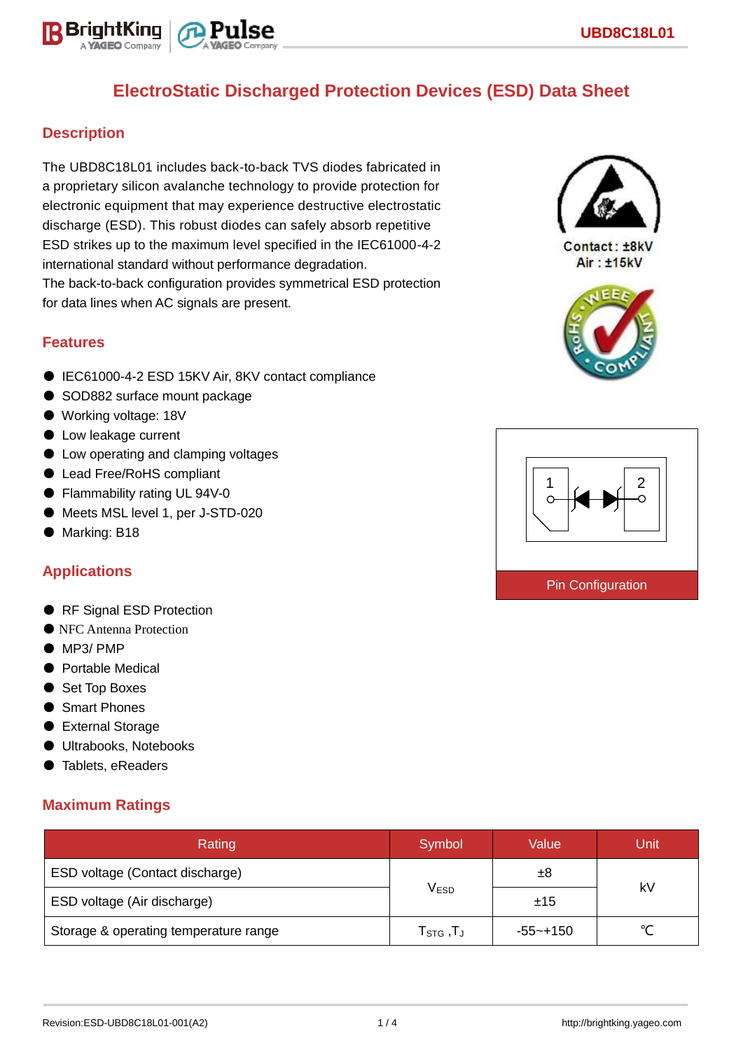# ElectroStatic Discharged Protection Devices (ESD) Data Sheet

## Description

The UBD8C18L01 includes back-to-back TVS diodes fabricated in a proprietary silicon avalanche technology to provide protection for electronic equipment that may experience destructive electrostatic discharge (ESD). This robust diodes can safely absorb repetitive ESD strikes up to the maximum level specified in the IEC61000-4-2 international standard without performance degradation.
The back-to-back configuration provides symmetrical ESD protection for data lines when AC signals are present.

Contact : ±8kV
Air : ±15kV

## Features

- IEC61000-4-2 ESD 15KV Air, 8KV contact compliance
- SOD882 surface mount package
- Working voltage: 18V
- Low leakage current
- Low operating and clamping voltages
- Lead Free/RoHS compliant
- Flammability rating UL 94V-0
- Meets MSL level 1, per J-STD-020
- Marking: B18

Pin Configuration

## Applications

- RF Signal ESD Protection
- NFC Antenna Protection
- MP3/ PMP
- Portable Medical
- Set Top Boxes
- Smart Phones
- External Storage
- Ultrabooks, Notebooks
- Tablets, eReaders

## Maximum Ratings

| Rating | Symbol | Value | Unit |
|---|---|---|---|
| ESD voltage (Contact discharge) | $V_{ESD}$ | ±8 | kV |
| ESD voltage (Air discharge) | | ±15 | |
| Storage & operating temperature range | $T_{STG}$ ,$T_J$ | -55~+150 | ℃ |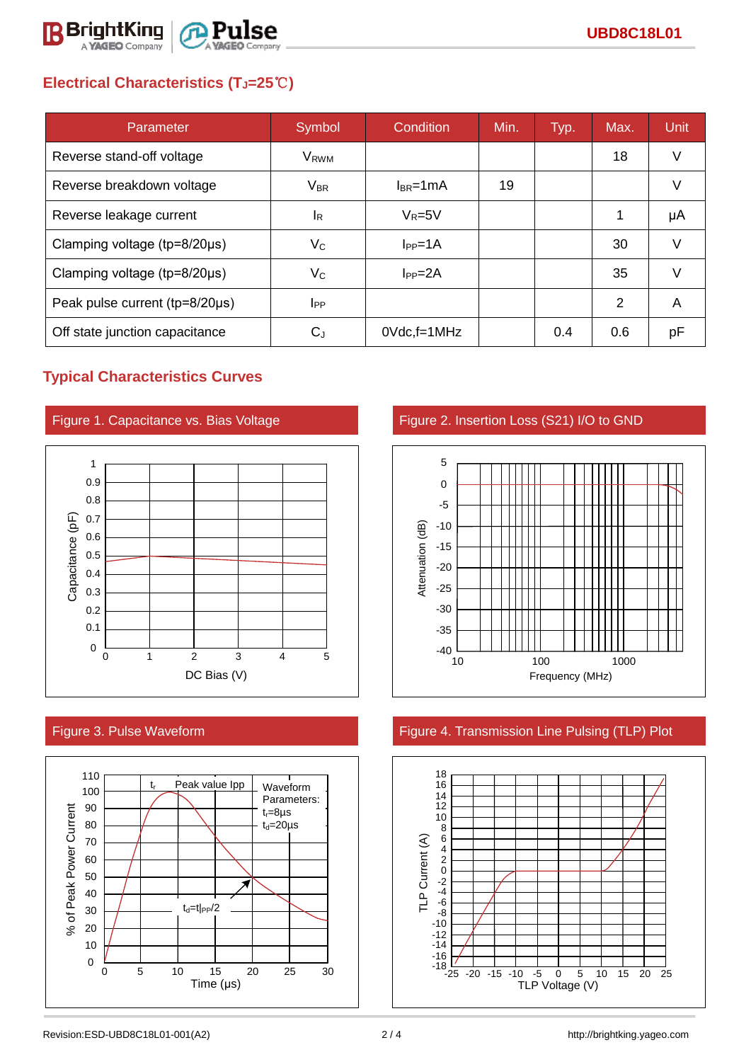## Electrical Characteristics ($T_J$=25℃)

| Parameter | Symbol | Condition | Min. | Typ. | Max. | Unit |
|---|---|---|---|---|---|---|
| Reverse stand-off voltage | $V_{RWM}$ | | | | 18 | V |
| Reverse breakdown voltage | $V_{BR}$ | $I_{BR}$=1mA | 19 | | | V |
| Reverse leakage current | $I_R$ | $V_R$=5V | | | 1 | µA |
| Clamping voltage (tp=8/20µs) | $V_C$ | $I_{PP}$=1A | | | 30 | V |
| Clamping voltage (tp=8/20µs) | $V_C$ | $I_{PP}$=2A | | | 35 | V |
| Peak pulse current (tp=8/20µs) | $I_{PP}$ | | | | 2 | A |
| Off state junction capacitance | $C_J$ | 0Vdc,f=1MHz | | 0.4 | 0.6 | pF |

## Typical Characteristics Curves

Figure 1. Capacitance vs. Bias Voltage

Figure 2. Insertion Loss (S21) I/O to GND

Figure 3. Pulse Waveform

Figure 4. Transmission Line Pulsing (TLP) Plot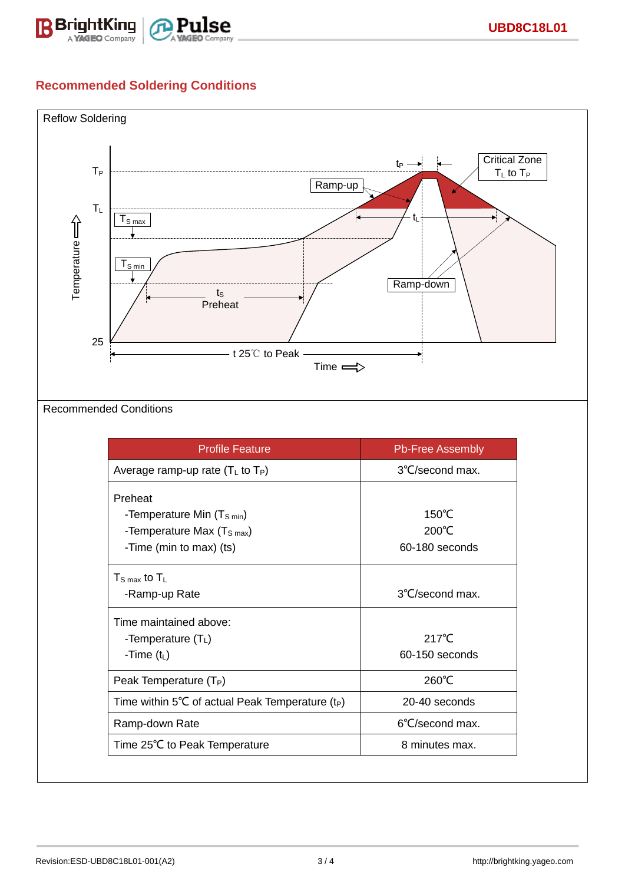## Recommended Soldering Conditions

Reflow Soldering

Recommended Conditions

| Profile Feature | Pb-Free Assembly |
|---|---|
| Average ramp-up rate ($T_L$ to $T_P$) | 3℃/second max. |
| Preheat<br>-Temperature Min ($T_{S\ min}$)<br>-Temperature Max ($T_{S\ max}$)<br>-Time (min to max) (ts) | 150℃<br>200℃<br>60-180 seconds |
| $T_{S\ max}$ to $T_L$<br>-Ramp-up Rate | 3℃/second max. |
| Time maintained above:<br>-Temperature ($T_L$)<br>-Time ($t_L$) | 217℃<br>60-150 seconds |
| Peak Temperature ($T_P$) | 260℃ |
| Time within 5℃ of actual Peak Temperature ($t_P$) | 20-40 seconds |
| Ramp-down Rate | 6℃/second max. |
| Time 25℃ to Peak Temperature | 8 minutes max. |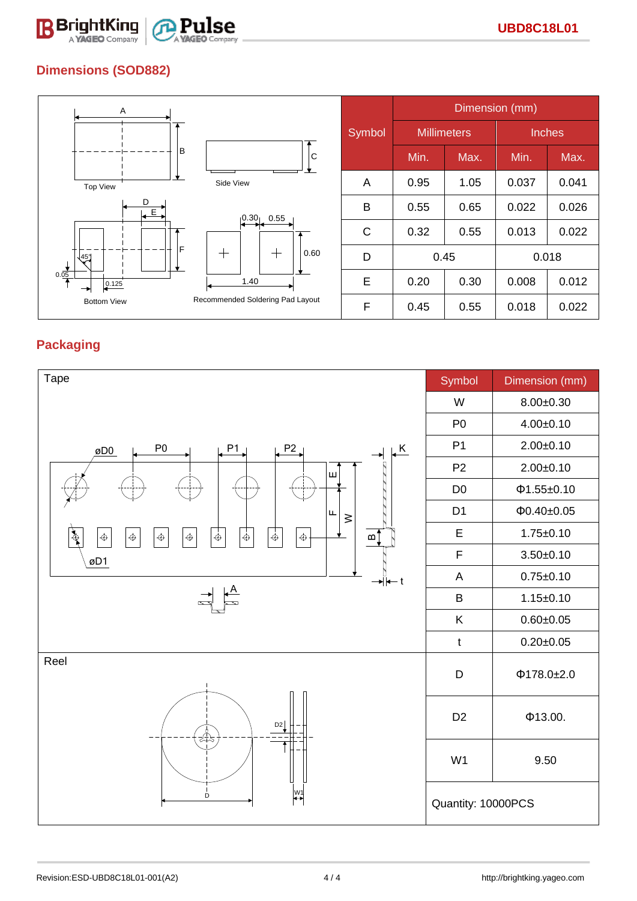## Dimensions (SOD882)

Top View

Side View

Bottom View

Recommended Soldering Pad Layout

| Symbol | Dimension (mm) | | | |
|---|---|---|---|---|
| | Millimeters | | Inches | |
| | Min. | Max. | Min. | Max. |
| A | 0.95 | 1.05 | 0.037 | 0.041 |
| B | 0.55 | 0.65 | 0.022 | 0.026 |
| C | 0.32 | 0.55 | 0.013 | 0.022 |
| D | 0.45 | | 0.018 | |
| E | 0.20 | 0.30 | 0.008 | 0.012 |
| F | 0.45 | 0.55 | 0.018 | 0.022 |

## Packaging

Tape

| Symbol | Dimension (mm) |
|---|---|
| W | 8.00±0.30 |
| P0 | 4.00±0.10 |
| P1 | 2.00±0.10 |
| P2 | 2.00±0.10 |
| D0 | Φ1.55±0.10 |
| D1 | Φ0.40±0.05 |
| E | 1.75±0.10 |
| F | 3.50±0.10 |
| A | 0.75±0.10 |
| B | 1.15±0.10 |
| K | 0.60±0.05 |
| t | 0.20±0.05 |

Reel

| Symbol | Dimension (mm) |
|---|---|
| D | Φ178.0±2.0 |
| D2 | Φ13.00. |
| W1 | 9.50 |

Quantity: 10000PCS

Revision:ESD-UBD8C18L01-001(A2)

http://brightking.yageo.com